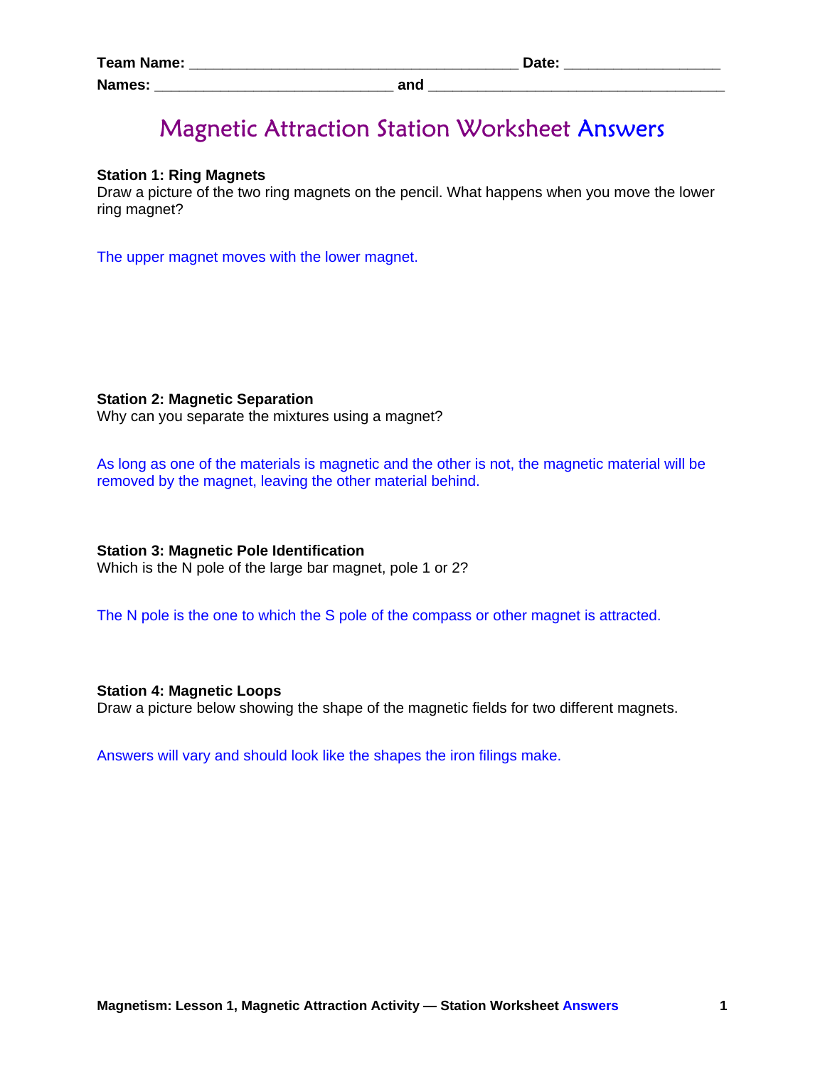**Team Name:** ______________________________________ **Date:** __________________

**Names:** ____________________________ **and** ___________________________________

# Magnetic Attraction Station Worksheet Answers

**Station 1: Ring Magnets**

Draw a picture of the two ring magnets on the pencil. What happens when you move the lower ring magnet?

The upper magnet moves with the lower magnet.

**Station 2: Magnetic Separation**

Why can you separate the mixtures using a magnet?

As long as one of the materials is magnetic and the other is not, the magnetic material will be removed by the magnet, leaving the other material behind.

**Station 3: Magnetic Pole Identification**

Which is the N pole of the large bar magnet, pole 1 or 2?

The N pole is the one to which the S pole of the compass or other magnet is attracted.

**Station 4: Magnetic Loops**

Draw a picture below showing the shape of the magnetic fields for two different magnets.

Answers will vary and should look like the shapes the iron filings make.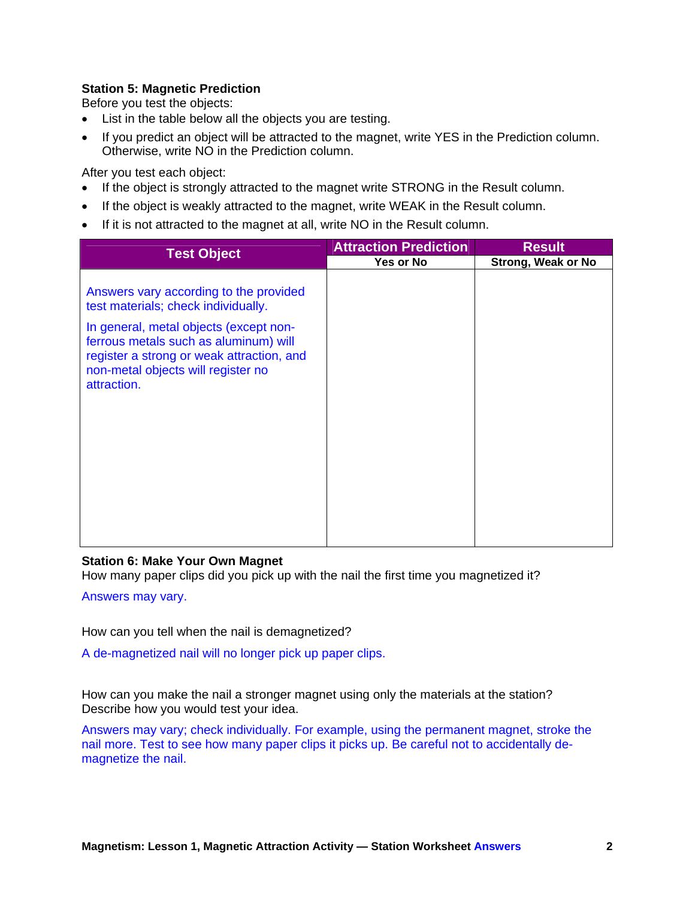**Station 5: Magnetic Prediction**

Before you test the objects:

- List in the table below all the objects you are testing.
- If you predict an object will be attracted to the magnet, write YES in the Prediction column. Otherwise, write NO in the Prediction column.

After you test each object:

- If the object is strongly attracted to the magnet write STRONG in the Result column.
- If the object is weakly attracted to the magnet, write WEAK in the Result column.
- If it is not attracted to the magnet at all, write NO in the Result column.

| Test Object | Attraction Prediction<br>Yes or No | Result<br>Strong, Weak or No |
|---|---|---|
| Answers vary according to the provided test materials; check individually.<br><br>In general, metal objects (except non-ferrous metals such as aluminum) will register a strong or weak attraction, and non-metal objects will register no attraction. | | |

**Station 6: Make Your Own Magnet**

How many paper clips did you pick up with the nail the first time you magnetized it?

Answers may vary.

How can you tell when the nail is demagnetized?

A de-magnetized nail will no longer pick up paper clips.

How can you make the nail a stronger magnet using only the materials at the station? Describe how you would test your idea.

Answers may vary; check individually. For example, using the permanent magnet, stroke the nail more. Test to see how many paper clips it picks up. Be careful not to accidentally de-magnetize the nail.